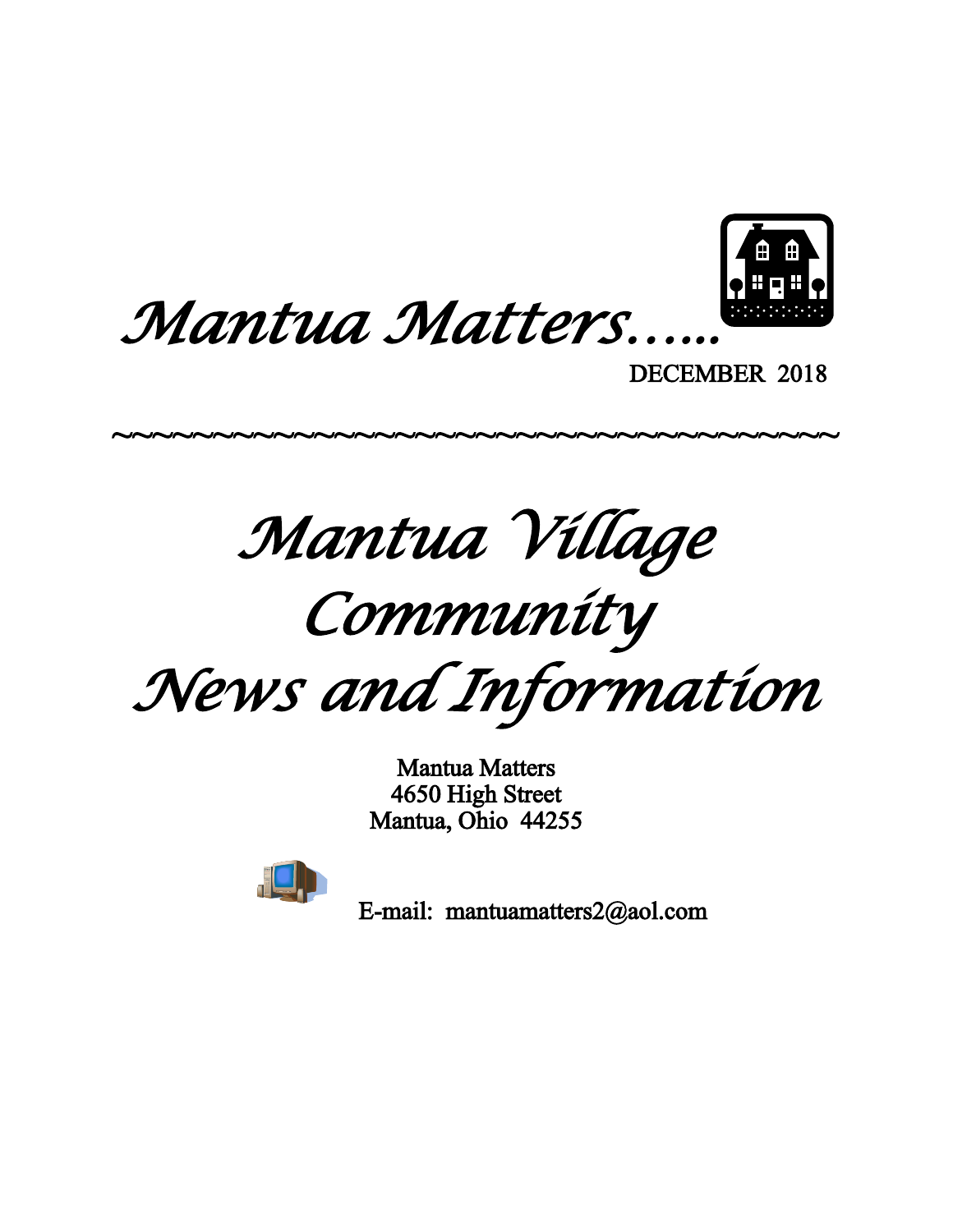# *Mantua Matters…..*

DECEMBER 2018

~~~~~~~~~~~~~~~~~~~~~~~~~~~~~~~~~~~~~~~~

# *Mantua Village Community News and Information*

Mantua Matters
4650 High Street
Mantua, Ohio 44255

E-mail: mantuamatters2@aol.com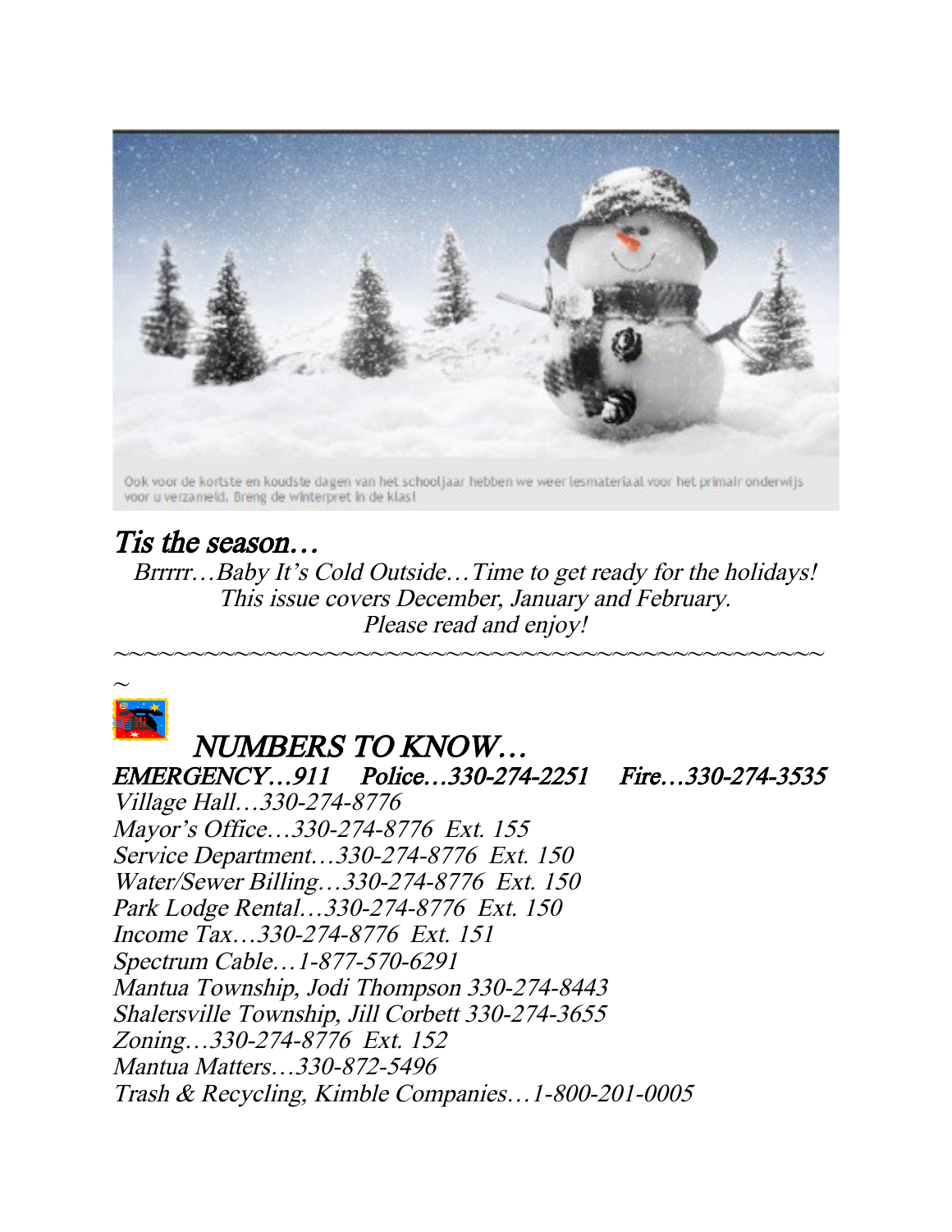Ook voor de kortste en koudste dagen van het schooljaar hebben we weer lesmateriaal voor het primair onderwijs voor u verzameld. Breng de winterpret in de klas!

## *Tis the season…*

*Brrrrr…Baby It's Cold Outside…Time to get ready for the holidays!*
*This issue covers December, January and February.*
*Please read and enjoy!*

~~~~~~~~~~~~~~~~~~~~~~~~~~~~~~~~~~~~~~~~~~~~~~~~~~~~~~~~~~~~~~~~~~~~~~~~~~~~~~~~~~~~~~~~~~~~~~~~~~~~~~~~~~~~~~~~~~~~~

## *NUMBERS TO KNOW…*

***EMERGENCY…911    Police…330-274-2251    Fire…330-274-3535***

*Village Hall…330-274-8776*
*Mayor's Office…330-274-8776 Ext. 155*
*Service Department…330-274-8776 Ext. 150*
*Water/Sewer Billing…330-274-8776 Ext. 150*
*Park Lodge Rental…330-274-8776 Ext. 150*
*Income Tax…330-274-8776 Ext. 151*
*Spectrum Cable…1-877-570-6291*
*Mantua Township, Jodi Thompson 330-274-8443*
*Shalersville Township, Jill Corbett 330-274-3655*
*Zoning…330-274-8776 Ext. 152*
*Mantua Matters…330-872-5496*
*Trash & Recycling, Kimble Companies…1-800-201-0005*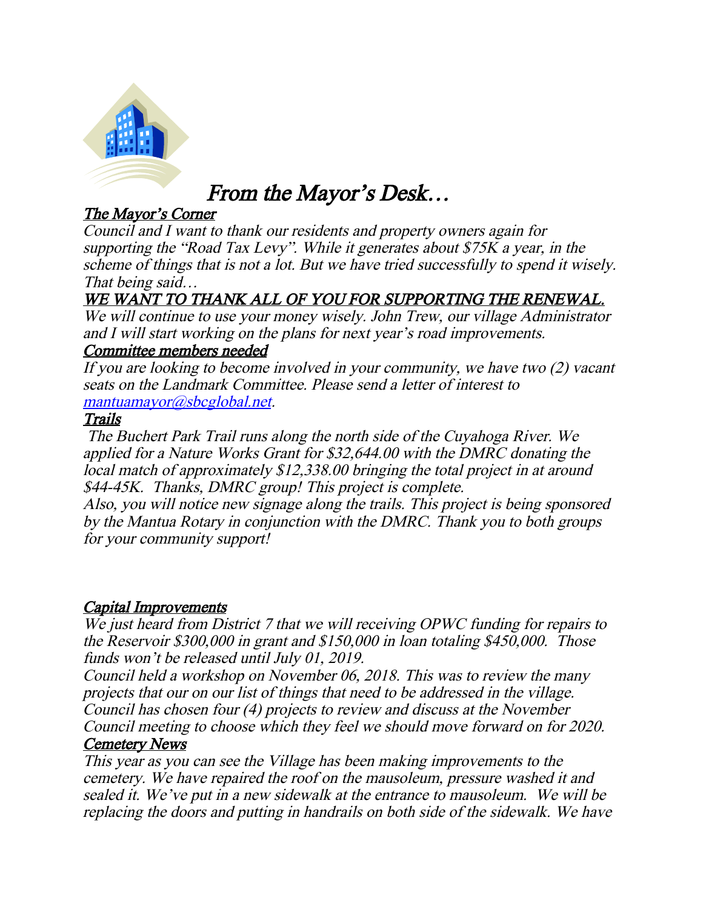# From the Mayor's Desk…

## The Mayor's Corner

*Council and I want to thank our residents and property owners again for supporting the "Road Tax Levy". While it generates about $75K a year, in the scheme of things that is not a lot. But we have tried successfully to spend it wisely. That being said…*

***WE WANT TO THANK ALL OF YOU FOR SUPPORTING THE RENEWAL.***

*We will continue to use your money wisely. John Trew, our village Administrator and I will start working on the plans for next year's road improvements.*

## Committee members needed

*If you are looking to become involved in your community, we have two (2) vacant seats on the Landmark Committee. Please send a letter of interest to mantuamayor@sbcglobal.net.*

## Trails

*The Buchert Park Trail runs along the north side of the Cuyahoga River. We applied for a Nature Works Grant for $32,644.00 with the DMRC donating the local match of approximately $12,338.00 bringing the total project in at around $44-45K. Thanks, DMRC group! This project is complete.*

*Also, you will notice new signage along the trails. This project is being sponsored by the Mantua Rotary in conjunction with the DMRC. Thank you to both groups for your community support!*

## Capital Improvements

*We just heard from District 7 that we will receiving OPWC funding for repairs to the Reservoir $300,000 in grant and $150,000 in loan totaling $450,000. Those funds won't be released until July 01, 2019.*

*Council held a workshop on November 06, 2018. This was to review the many projects that our on our list of things that need to be addressed in the village. Council has chosen four (4) projects to review and discuss at the November Council meeting to choose which they feel we should move forward on for 2020.*

## Cemetery News

*This year as you can see the Village has been making improvements to the cemetery. We have repaired the roof on the mausoleum, pressure washed it and sealed it. We've put in a new sidewalk at the entrance to mausoleum. We will be replacing the doors and putting in handrails on both side of the sidewalk. We have*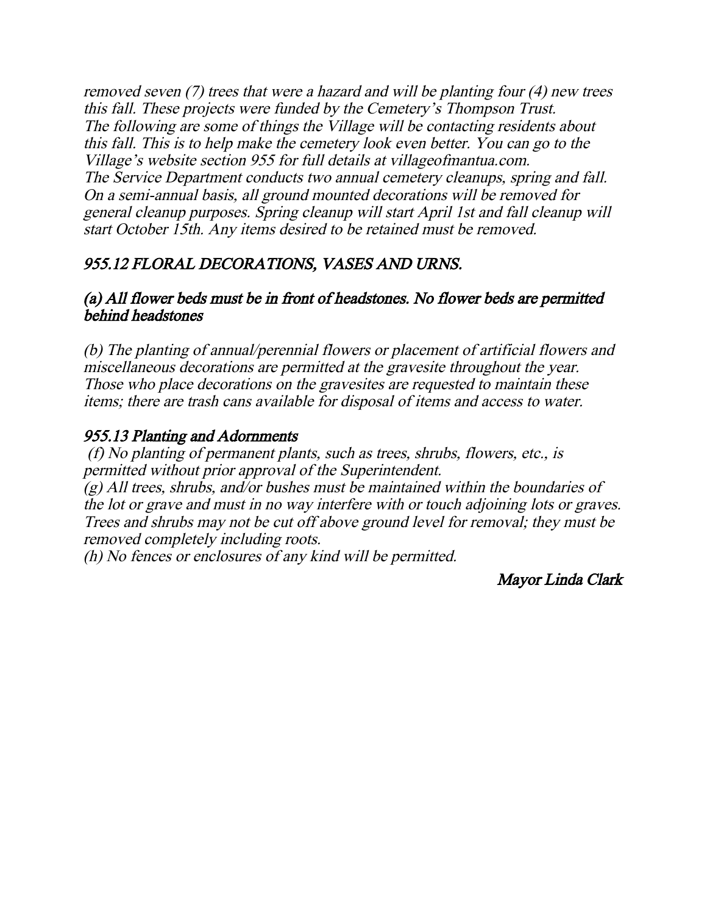*removed seven (7) trees that were a hazard and will be planting four (4) new trees this fall. These projects were funded by the Cemetery's Thompson Trust.*
*The following are some of things the Village will be contacting residents about this fall. This is to help make the cemetery look even better. You can go to the Village's website section 955 for full details at villageofmantua.com.*
*The Service Department conducts two annual cemetery cleanups, spring and fall. On a semi-annual basis, all ground mounted decorations will be removed for general cleanup purposes. Spring cleanup will start April 1st and fall cleanup will start October 15th. Any items desired to be retained must be removed.*

## *955.12 FLORAL DECORATIONS, VASES AND URNS.*

### *(a) All flower beds must be in front of headstones. No flower beds are permitted behind headstones*

*(b) The planting of annual/perennial flowers or placement of artificial flowers and miscellaneous decorations are permitted at the gravesite throughout the year. Those who place decorations on the gravesites are requested to maintain these items; there are trash cans available for disposal of items and access to water.*

### *955.13 Planting and Adornments*

*(f) No planting of permanent plants, such as trees, shrubs, flowers, etc., is permitted without prior approval of the Superintendent.*
*(g) All trees, shrubs, and/or bushes must be maintained within the boundaries of the lot or grave and must in no way interfere with or touch adjoining lots or graves. Trees and shrubs may not be cut off above ground level for removal; they must be removed completely including roots.*
*(h) No fences or enclosures of any kind will be permitted.*

*Mayor Linda Clark*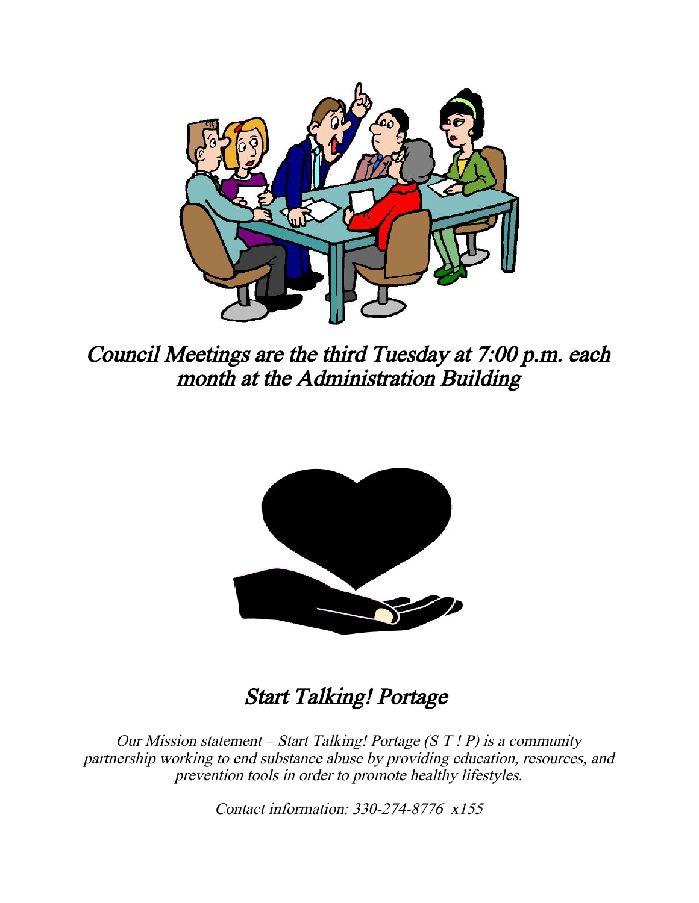*Council Meetings are the third Tuesday at 7:00 p.m. each month at the Administration Building*

## *Start Talking! Portage*

*Our Mission statement – Start Talking! Portage (S T ! P) is a community partnership working to end substance abuse by providing education, resources, and prevention tools in order to promote healthy lifestyles.*

*Contact information: 330-274-8776 x155*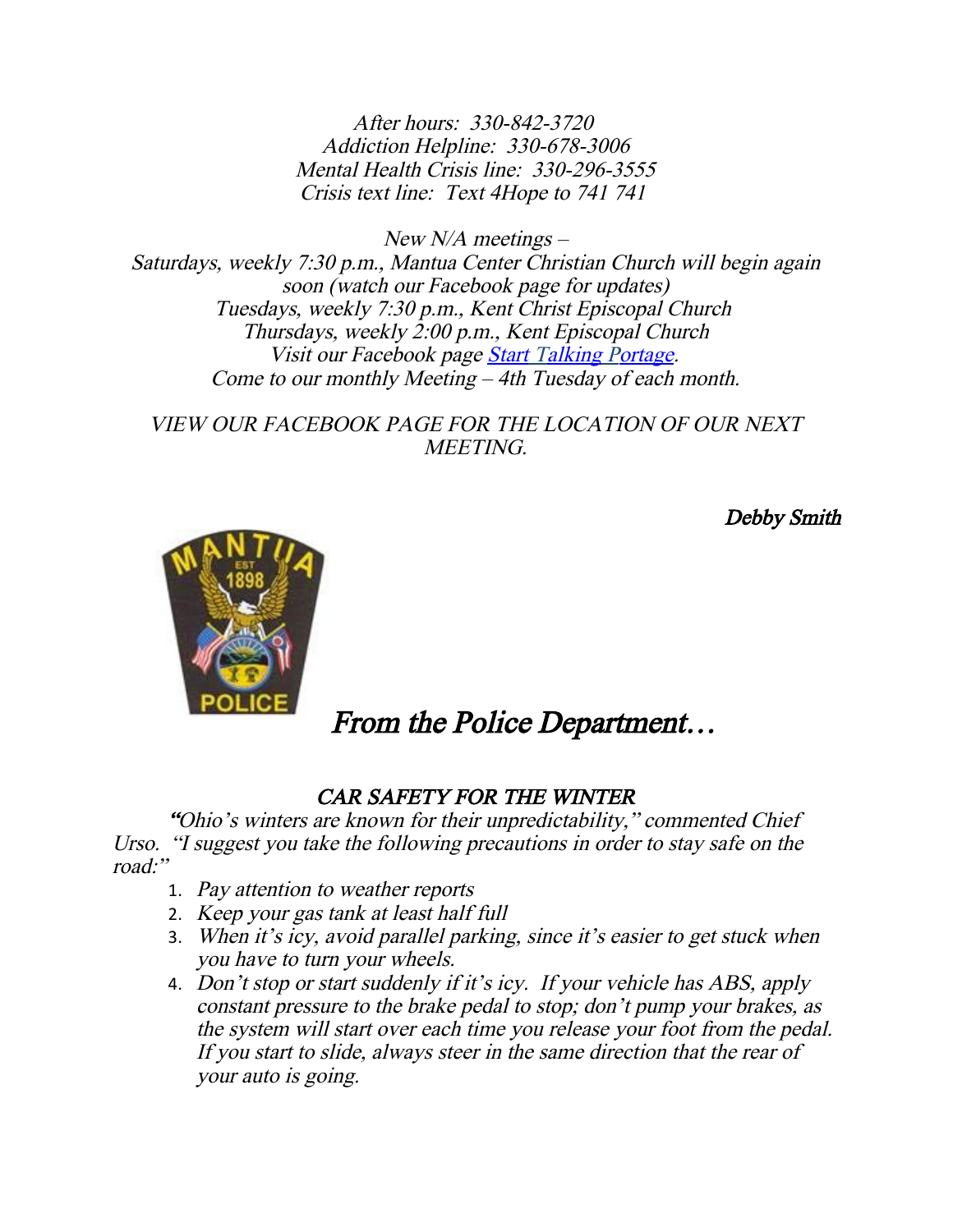*After hours: 330-842-3720*
*Addiction Helpline: 330-678-3006*
*Mental Health Crisis line: 330-296-3555*
*Crisis text line: Text 4Hope to 741 741*

*New N/A meetings –*
*Saturdays, weekly 7:30 p.m., Mantua Center Christian Church will begin again soon (watch our Facebook page for updates)*
*Tuesdays, weekly 7:30 p.m., Kent Christ Episcopal Church*
*Thursdays, weekly 2:00 p.m., Kent Episcopal Church*
*Visit our Facebook page Start Talking Portage.*
*Come to our monthly Meeting – 4th Tuesday of each month.*

*VIEW OUR FACEBOOK PAGE FOR THE LOCATION OF OUR NEXT MEETING.*

*Debby Smith*

# *From the Police Department…*

## *CAR SAFETY FOR THE WINTER*

*"Ohio's winters are known for their unpredictability," commented Chief Urso. "I suggest you take the following precautions in order to stay safe on the road:"*

1. *Pay attention to weather reports*
2. *Keep your gas tank at least half full*
3. *When it's icy, avoid parallel parking, since it's easier to get stuck when you have to turn your wheels.*
4. *Don't stop or start suddenly if it's icy. If your vehicle has ABS, apply constant pressure to the brake pedal to stop; don't pump your brakes, as the system will start over each time you release your foot from the pedal. If you start to slide, always steer in the same direction that the rear of your auto is going.*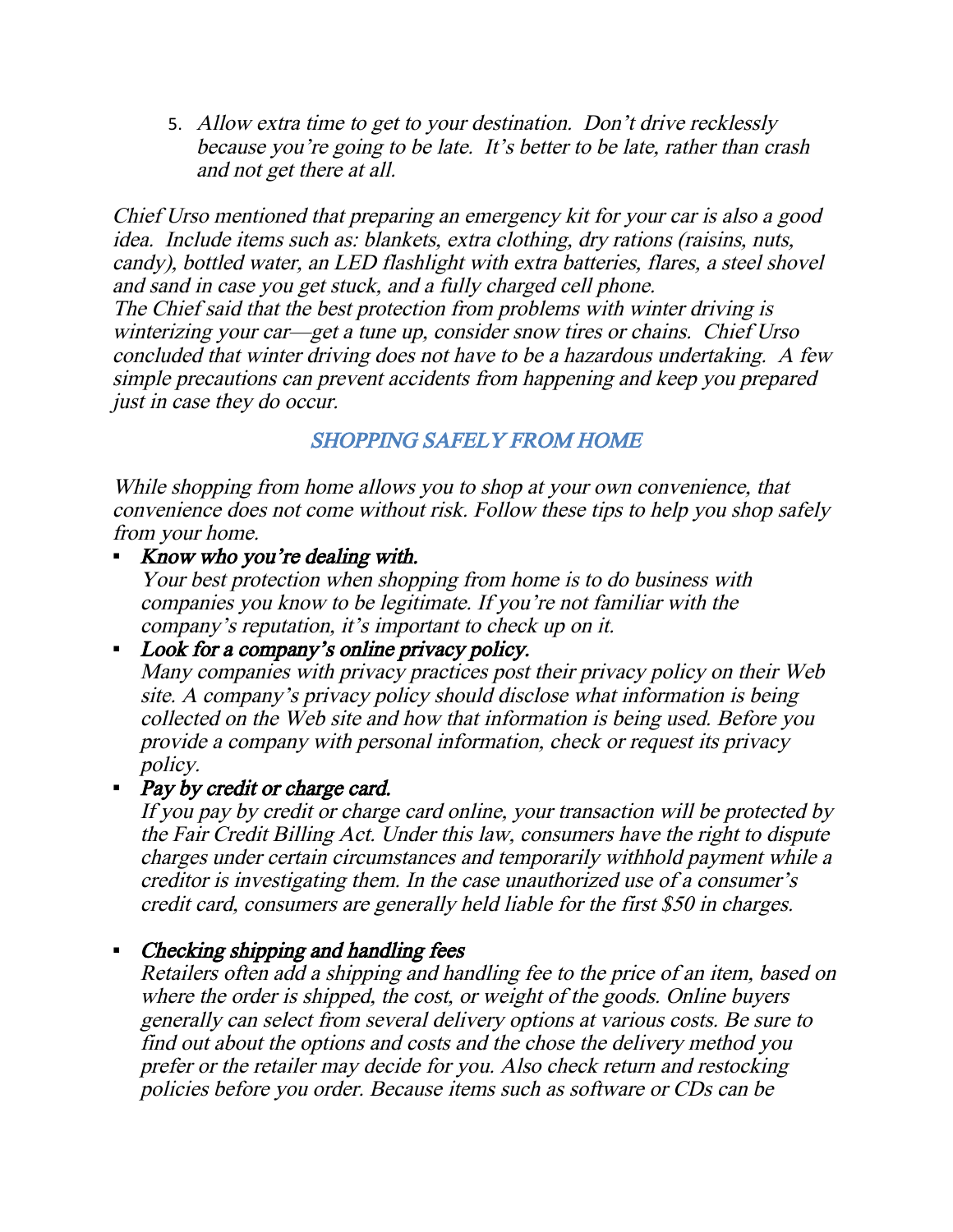5. *Allow extra time to get to your destination. Don't drive recklessly because you're going to be late. It's better to be late, rather than crash and not get there at all.*

*Chief Urso mentioned that preparing an emergency kit for your car is also a good idea. Include items such as: blankets, extra clothing, dry rations (raisins, nuts, candy), bottled water, an LED flashlight with extra batteries, flares, a steel shovel and sand in case you get stuck, and a fully charged cell phone.*
*The Chief said that the best protection from problems with winter driving is winterizing your car—get a tune up, consider snow tires or chains. Chief Urso concluded that winter driving does not have to be a hazardous undertaking. A few simple precautions can prevent accidents from happening and keep you prepared just in case they do occur.*

## *SHOPPING SAFELY FROM HOME*

*While shopping from home allows you to shop at your own convenience, that convenience does not come without risk. Follow these tips to help you shop safely from your home.*

- ***Know who you're dealing with.***
  *Your best protection when shopping from home is to do business with companies you know to be legitimate. If you're not familiar with the company's reputation, it's important to check up on it.*
- ***Look for a company's online privacy policy.***
  *Many companies with privacy practices post their privacy policy on their Web site. A company's privacy policy should disclose what information is being collected on the Web site and how that information is being used. Before you provide a company with personal information, check or request its privacy policy.*
- ***Pay by credit or charge card.***
  *If you pay by credit or charge card online, your transaction will be protected by the Fair Credit Billing Act. Under this law, consumers have the right to dispute charges under certain circumstances and temporarily withhold payment while a creditor is investigating them. In the case unauthorized use of a consumer's credit card, consumers are generally held liable for the first $50 in charges.*

- ***Checking shipping and handling fees***
  *Retailers often add a shipping and handling fee to the price of an item, based on where the order is shipped, the cost, or weight of the goods. Online buyers generally can select from several delivery options at various costs. Be sure to find out about the options and costs and the chose the delivery method you prefer or the retailer may decide for you. Also check return and restocking policies before you order. Because items such as software or CDs can be*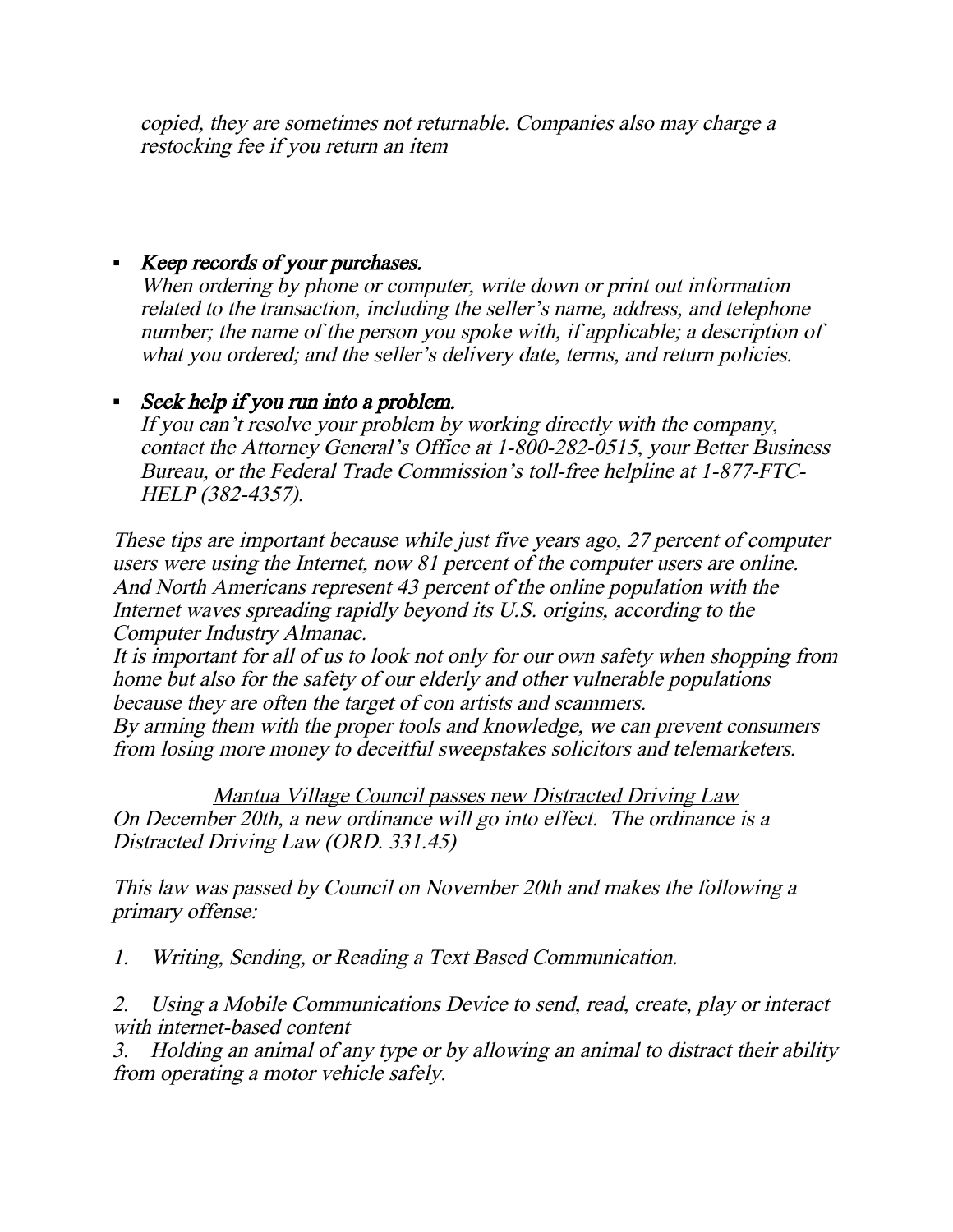*copied, they are sometimes not returnable. Companies also may charge a restocking fee if you return an item*

- ***Keep records of your purchases.***
  *When ordering by phone or computer, write down or print out information related to the transaction, including the seller's name, address, and telephone number; the name of the person you spoke with, if applicable; a description of what you ordered; and the seller's delivery date, terms, and return policies.*

- ***Seek help if you run into a problem.***
  *If you can't resolve your problem by working directly with the company, contact the Attorney General's Office at 1-800-282-0515, your Better Business Bureau, or the Federal Trade Commission's toll-free helpline at 1-877-FTC-HELP (382-4357).*

*These tips are important because while just five years ago, 27 percent of computer users were using the Internet, now 81 percent of the computer users are online. And North Americans represent 43 percent of the online population with the Internet waves spreading rapidly beyond its U.S. origins, according to the Computer Industry Almanac.*

*It is important for all of us to look not only for our own safety when shopping from home but also for the safety of our elderly and other vulnerable populations because they are often the target of con artists and scammers.*

*By arming them with the proper tools and knowledge, we can prevent consumers from losing more money to deceitful sweepstakes solicitors and telemarketers.*

<u>*Mantua Village Council passes new Distracted Driving Law*</u>

*On December 20th, a new ordinance will go into effect. The ordinance is a Distracted Driving Law (ORD. 331.45)*

*This law was passed by Council on November 20th and makes the following a primary offense:*

1. *Writing, Sending, or Reading a Text Based Communication.*
2. *Using a Mobile Communications Device to send, read, create, play or interact with internet-based content*
3. *Holding an animal of any type or by allowing an animal to distract their ability from operating a motor vehicle safely.*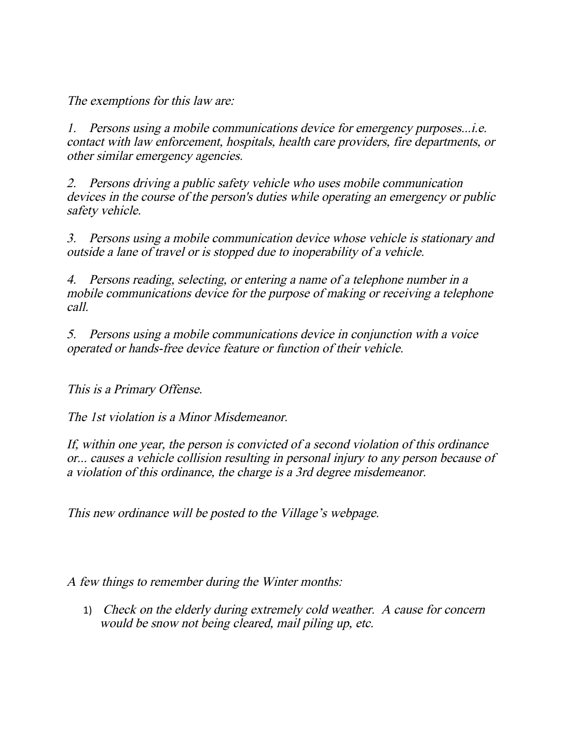*The exemptions for this law are:*

*1. Persons using a mobile communications device for emergency purposes...i.e. contact with law enforcement, hospitals, health care providers, fire departments, or other similar emergency agencies.*

*2. Persons driving a public safety vehicle who uses mobile communication devices in the course of the person's duties while operating an emergency or public safety vehicle.*

*3. Persons using a mobile communication device whose vehicle is stationary and outside a lane of travel or is stopped due to inoperability of a vehicle.*

*4. Persons reading, selecting, or entering a name of a telephone number in a mobile communications device for the purpose of making or receiving a telephone call.*

*5. Persons using a mobile communications device in conjunction with a voice operated or hands-free device feature or function of their vehicle.*

*This is a Primary Offense.*

*The 1st violation is a Minor Misdemeanor.*

*If, within one year, the person is convicted of a second violation of this ordinance or... causes a vehicle collision resulting in personal injury to any person because of a violation of this ordinance, the charge is a 3rd degree misdemeanor.*

*This new ordinance will be posted to the Village's webpage.*

*A few things to remember during the Winter months:*

1) *Check on the elderly during extremely cold weather. A cause for concern would be snow not being cleared, mail piling up, etc.*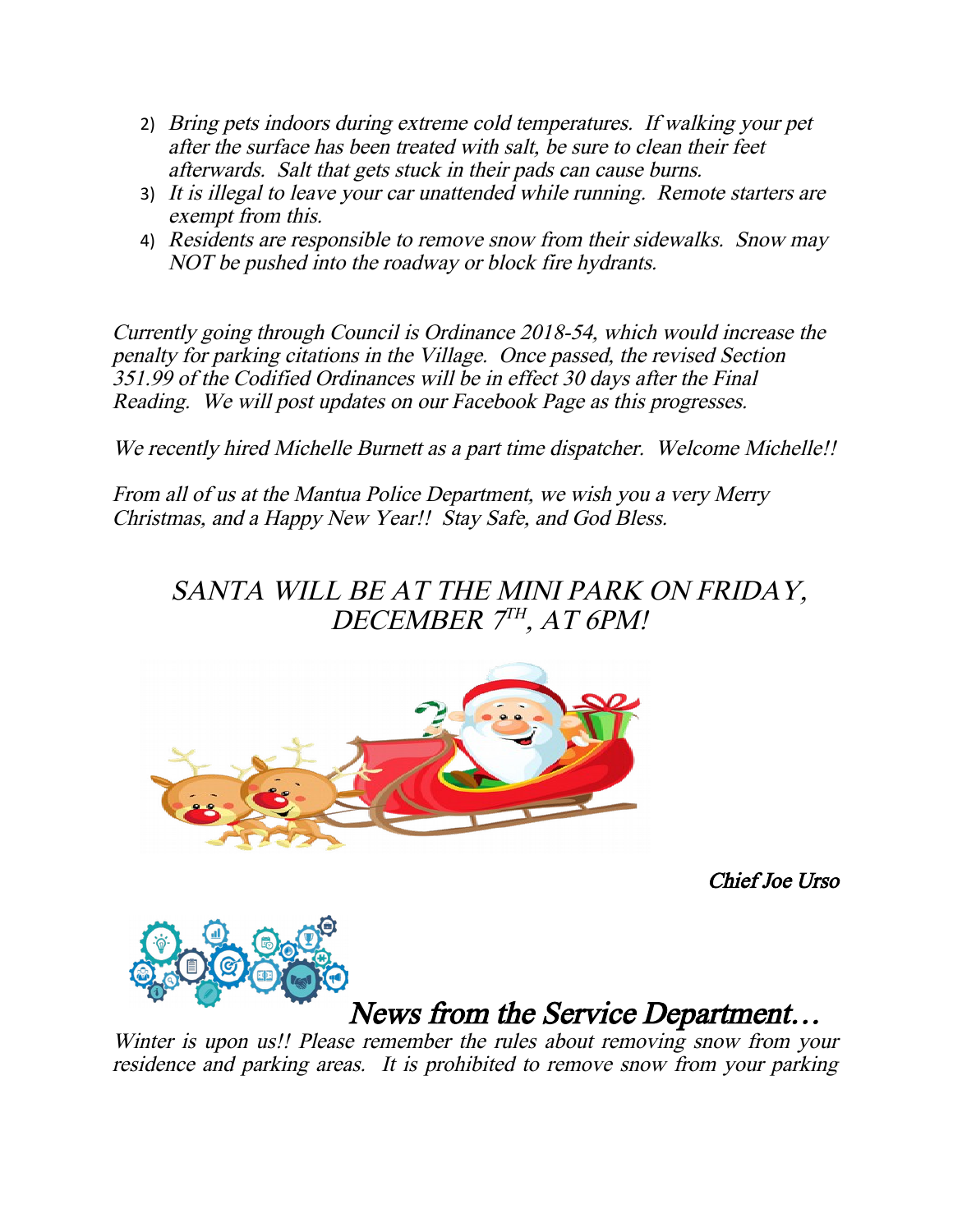2) *Bring pets indoors during extreme cold temperatures. If walking your pet after the surface has been treated with salt, be sure to clean their feet afterwards. Salt that gets stuck in their pads can cause burns.*
3) *It is illegal to leave your car unattended while running. Remote starters are exempt from this.*
4) *Residents are responsible to remove snow from their sidewalks. Snow may NOT be pushed into the roadway or block fire hydrants.*

*Currently going through Council is Ordinance 2018-54, which would increase the penalty for parking citations in the Village. Once passed, the revised Section 351.99 of the Codified Ordinances will be in effect 30 days after the Final Reading. We will post updates on our Facebook Page as this progresses.*

*We recently hired Michelle Burnett as a part time dispatcher. Welcome Michelle!!*

*From all of us at the Mantua Police Department, we wish you a very Merry Christmas, and a Happy New Year!! Stay Safe, and God Bless.*

*SANTA WILL BE AT THE MINI PARK ON FRIDAY, DECEMBER 7TH, AT 6PM!*

*Chief Joe Urso*

## *News from the Service Department…*

*Winter is upon us!! Please remember the rules about removing snow from your residence and parking areas. It is prohibited to remove snow from your parking*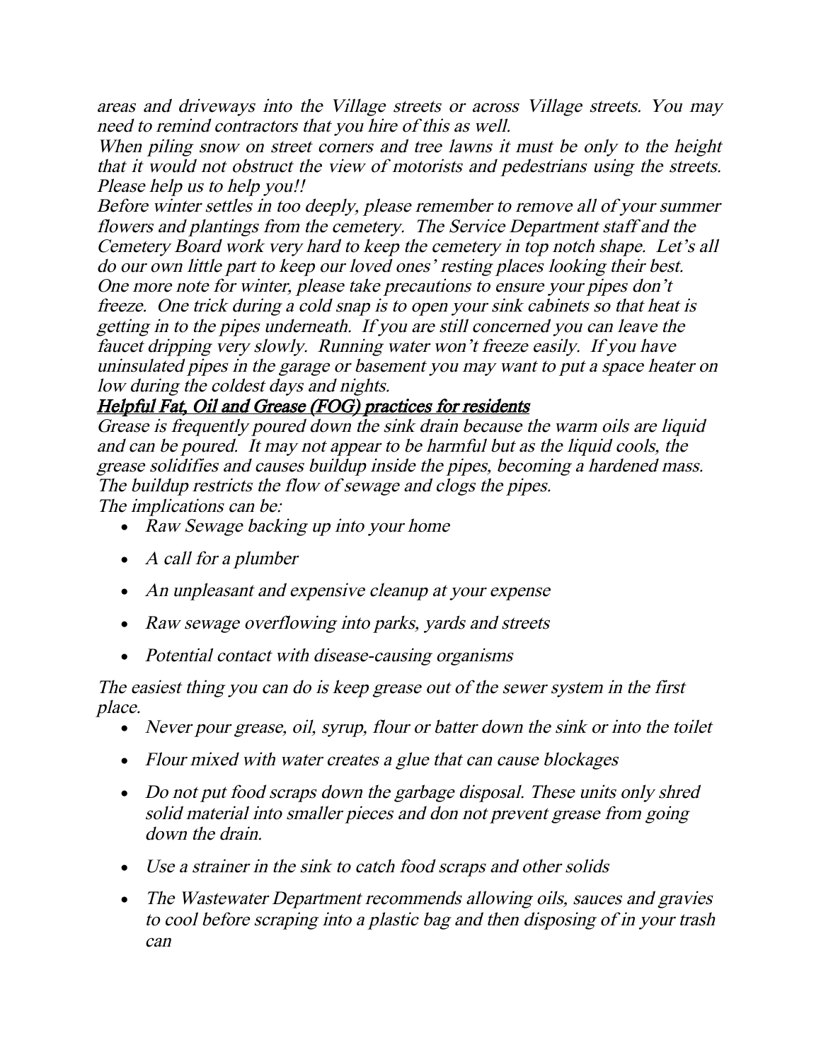*areas and driveways into the Village streets or across Village streets. You may need to remind contractors that you hire of this as well.*

*When piling snow on street corners and tree lawns it must be only to the height that it would not obstruct the view of motorists and pedestrians using the streets. Please help us to help you!!*

*Before winter settles in too deeply, please remember to remove all of your summer flowers and plantings from the cemetery. The Service Department staff and the Cemetery Board work very hard to keep the cemetery in top notch shape. Let's all do our own little part to keep our loved ones' resting places looking their best.*

*One more note for winter, please take precautions to ensure your pipes don't freeze. One trick during a cold snap is to open your sink cabinets so that heat is getting in to the pipes underneath. If you are still concerned you can leave the faucet dripping very slowly. Running water won't freeze easily. If you have uninsulated pipes in the garage or basement you may want to put a space heater on low during the coldest days and nights.*

## ***<u>Helpful Fat, Oil and Grease (FOG) practices for residents</u>***

*Grease is frequently poured down the sink drain because the warm oils are liquid and can be poured. It may not appear to be harmful but as the liquid cools, the grease solidifies and causes buildup inside the pipes, becoming a hardened mass. The buildup restricts the flow of sewage and clogs the pipes.*

*The implications can be:*

- *Raw Sewage backing up into your home*
- *A call for a plumber*
- *An unpleasant and expensive cleanup at your expense*
- *Raw sewage overflowing into parks, yards and streets*
- *Potential contact with disease-causing organisms*

*The easiest thing you can do is keep grease out of the sewer system in the first place.*

- *Never pour grease, oil, syrup, flour or batter down the sink or into the toilet*
- *Flour mixed with water creates a glue that can cause blockages*
- *Do not put food scraps down the garbage disposal. These units only shred solid material into smaller pieces and don not prevent grease from going down the drain.*
- *Use a strainer in the sink to catch food scraps and other solids*
- *The Wastewater Department recommends allowing oils, sauces and gravies to cool before scraping into a plastic bag and then disposing of in your trash can*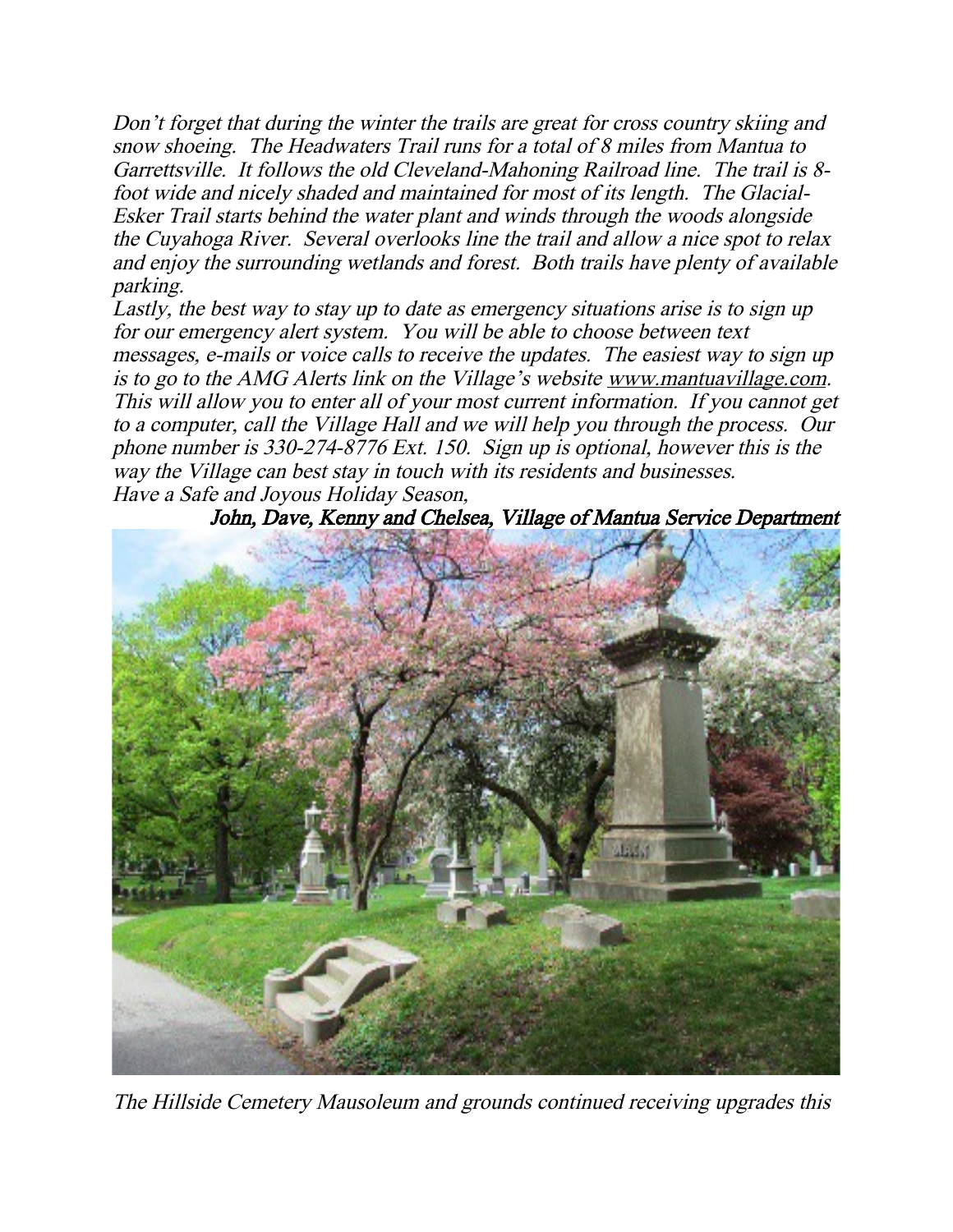*Don't forget that during the winter the trails are great for cross country skiing and snow shoeing. The Headwaters Trail runs for a total of 8 miles from Mantua to Garrettsville. It follows the old Cleveland-Mahoning Railroad line. The trail is 8-foot wide and nicely shaded and maintained for most of its length. The Glacial-Esker Trail starts behind the water plant and winds through the woods alongside the Cuyahoga River. Several overlooks line the trail and allow a nice spot to relax and enjoy the surrounding wetlands and forest. Both trails have plenty of available parking.*

*Lastly, the best way to stay up to date as emergency situations arise is to sign up for our emergency alert system. You will be able to choose between text messages, e-mails or voice calls to receive the updates. The easiest way to sign up is to go to the AMG Alerts link on the Village's website www.mantuavillage.com. This will allow you to enter all of your most current information. If you cannot get to a computer, call the Village Hall and we will help you through the process. Our phone number is 330-274-8776 Ext. 150. Sign up is optional, however this is the way the Village can best stay in touch with its residents and businesses.*

*Have a Safe and Joyous Holiday Season,*

*John, Dave, Kenny and Chelsea, Village of Mantua Service Department*

*The Hillside Cemetery Mausoleum and grounds continued receiving upgrades this*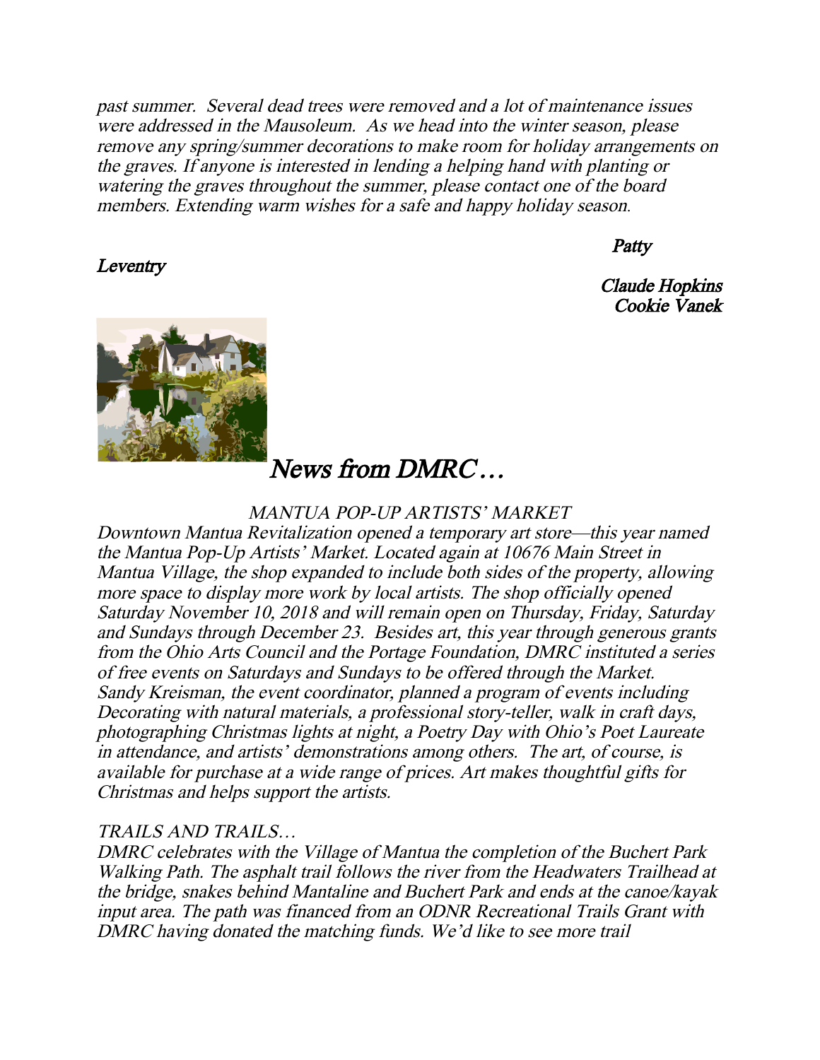*past summer. Several dead trees were removed and a lot of maintenance issues were addressed in the Mausoleum. As we head into the winter season, please remove any spring/summer decorations to make room for holiday arrangements on the graves. If anyone is interested in lending a helping hand with planting or watering the graves throughout the summer, please contact one of the board members. Extending warm wishes for a safe and happy holiday season.*

*Patty*

*Leventry*

*Claude Hopkins*
*Cookie Vanek*

# *News from DMRC…*

*MANTUA POP-UP ARTISTS' MARKET*

*Downtown Mantua Revitalization opened a temporary art store—this year named the Mantua Pop-Up Artists' Market. Located again at 10676 Main Street in Mantua Village, the shop expanded to include both sides of the property, allowing more space to display more work by local artists. The shop officially opened Saturday November 10, 2018 and will remain open on Thursday, Friday, Saturday and Sundays through December 23. Besides art, this year through generous grants from the Ohio Arts Council and the Portage Foundation, DMRC instituted a series of free events on Saturdays and Sundays to be offered through the Market. Sandy Kreisman, the event coordinator, planned a program of events including Decorating with natural materials, a professional story-teller, walk in craft days, photographing Christmas lights at night, a Poetry Day with Ohio's Poet Laureate in attendance, and artists' demonstrations among others. The art, of course, is available for purchase at a wide range of prices. Art makes thoughtful gifts for Christmas and helps support the artists.*

*TRAILS AND TRAILS…*

*DMRC celebrates with the Village of Mantua the completion of the Buchert Park Walking Path. The asphalt trail follows the river from the Headwaters Trailhead at the bridge, snakes behind Mantaline and Buchert Park and ends at the canoe/kayak input area. The path was financed from an ODNR Recreational Trails Grant with DMRC having donated the matching funds. We'd like to see more trail*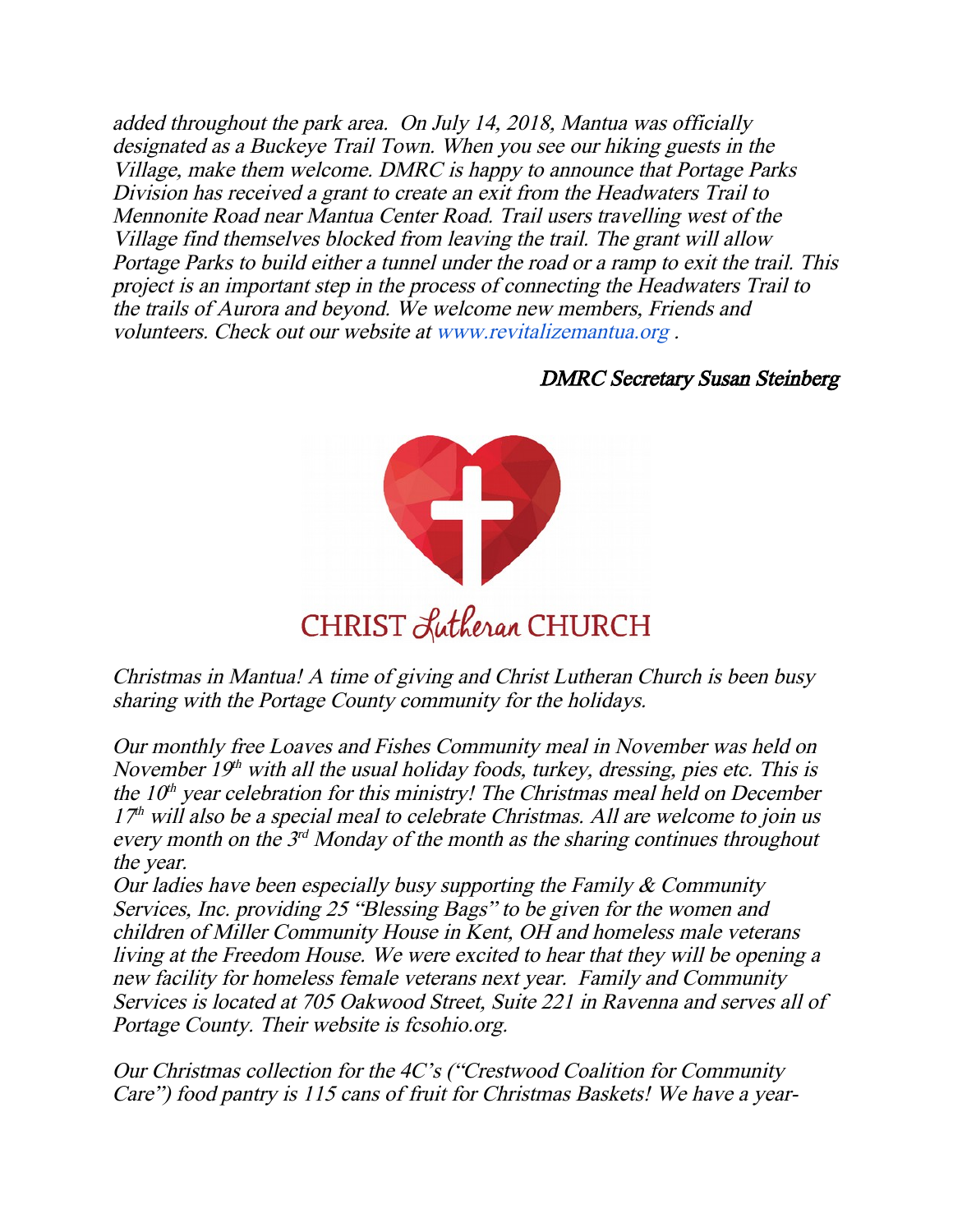*added throughout the park area. On July 14, 2018, Mantua was officially designated as a Buckeye Trail Town. When you see our hiking guests in the Village, make them welcome. DMRC is happy to announce that Portage Parks Division has received a grant to create an exit from the Headwaters Trail to Mennonite Road near Mantua Center Road. Trail users travelling west of the Village find themselves blocked from leaving the trail. The grant will allow Portage Parks to build either a tunnel under the road or a ramp to exit the trail. This project is an important step in the process of connecting the Headwaters Trail to the trails of Aurora and beyond. We welcome new members, Friends and volunteers. Check out our website at www.revitalizemantua.org .*

*DMRC Secretary Susan Steinberg*

## CHRIST *Lutheran* CHURCH

*Christmas in Mantua! A time of giving and Christ Lutheran Church is been busy sharing with the Portage County community for the holidays.*

*Our monthly free Loaves and Fishes Community meal in November was held on November 19th with all the usual holiday foods, turkey, dressing, pies etc. This is the 10th year celebration for this ministry! The Christmas meal held on December 17th will also be a special meal to celebrate Christmas. All are welcome to join us every month on the 3rd Monday of the month as the sharing continues throughout the year.*

*Our ladies have been especially busy supporting the Family & Community Services, Inc. providing 25 "Blessing Bags" to be given for the women and children of Miller Community House in Kent, OH and homeless male veterans living at the Freedom House. We were excited to hear that they will be opening a new facility for homeless female veterans next year. Family and Community Services is located at 705 Oakwood Street, Suite 221 in Ravenna and serves all of Portage County. Their website is fcsohio.org.*

*Our Christmas collection for the 4C's ("Crestwood Coalition for Community Care") food pantry is 115 cans of fruit for Christmas Baskets! We have a year-*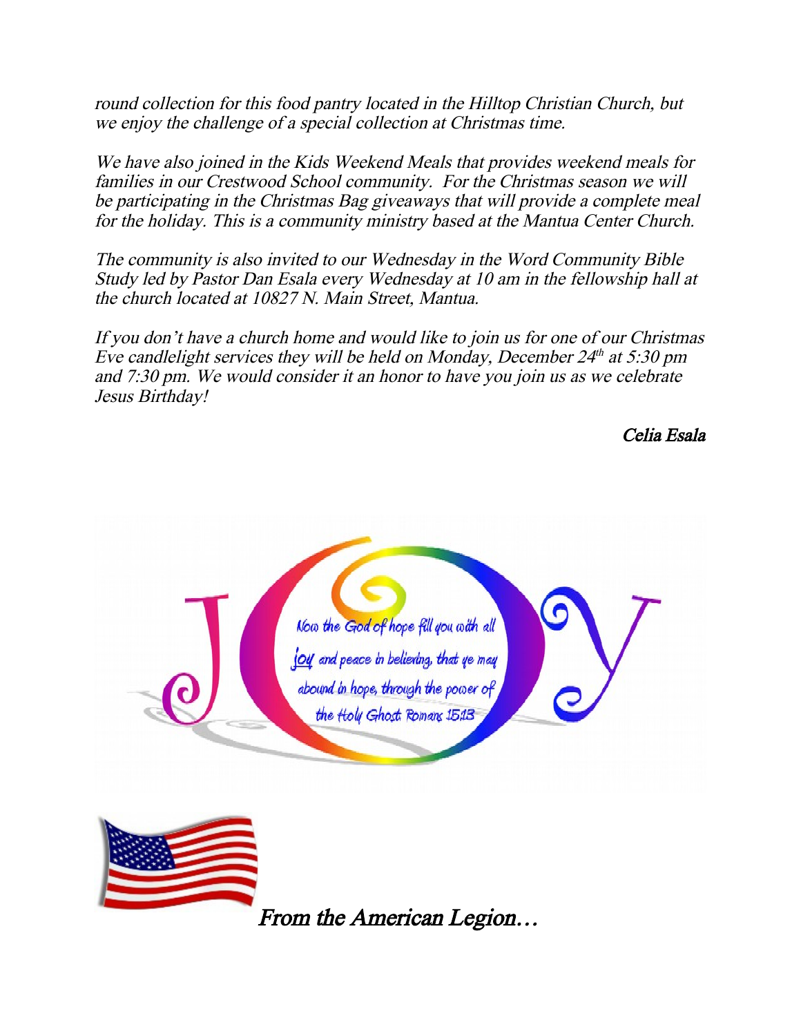*round collection for this food pantry located in the Hilltop Christian Church, but we enjoy the challenge of a special collection at Christmas time.*

*We have also joined in the Kids Weekend Meals that provides weekend meals for families in our Crestwood School community. For the Christmas season we will be participating in the Christmas Bag giveaways that will provide a complete meal for the holiday. This is a community ministry based at the Mantua Center Church.*

*The community is also invited to our Wednesday in the Word Community Bible Study led by Pastor Dan Esala every Wednesday at 10 am in the fellowship hall at the church located at 10827 N. Main Street, Mantua.*

*If you don't have a church home and would like to join us for one of our Christmas Eve candlelight services they will be held on Monday, December 24th at 5:30 pm and 7:30 pm. We would consider it an honor to have you join us as we celebrate Jesus Birthday!*

*Celia Esala*

JOY

Now the God of hope fill you with all joy and peace in believing, that ye may abound in hope, through the power of the Holy Ghost. Romans 15:13

## *From the American Legion…*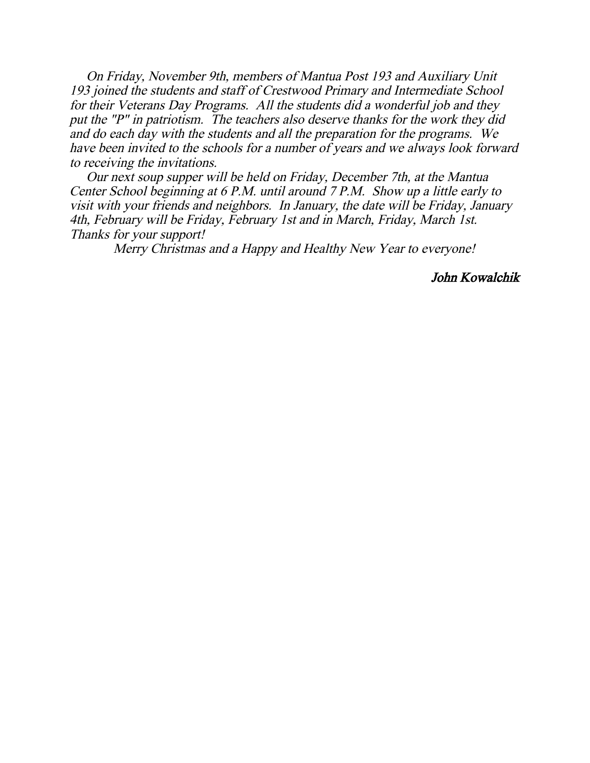*On Friday, November 9th, members of Mantua Post 193 and Auxiliary Unit 193 joined the students and staff of Crestwood Primary and Intermediate School for their Veterans Day Programs. All the students did a wonderful job and they put the "P" in patriotism. The teachers also deserve thanks for the work they did and do each day with the students and all the preparation for the programs. We have been invited to the schools for a number of years and we always look forward to receiving the invitations.*

*Our next soup supper will be held on Friday, December 7th, at the Mantua Center School beginning at 6 P.M. until around 7 P.M. Show up a little early to visit with your friends and neighbors. In January, the date will be Friday, January 4th, February will be Friday, February 1st and in March, Friday, March 1st. Thanks for your support!*

*Merry Christmas and a Happy and Healthy New Year to everyone!*

*John Kowalchik*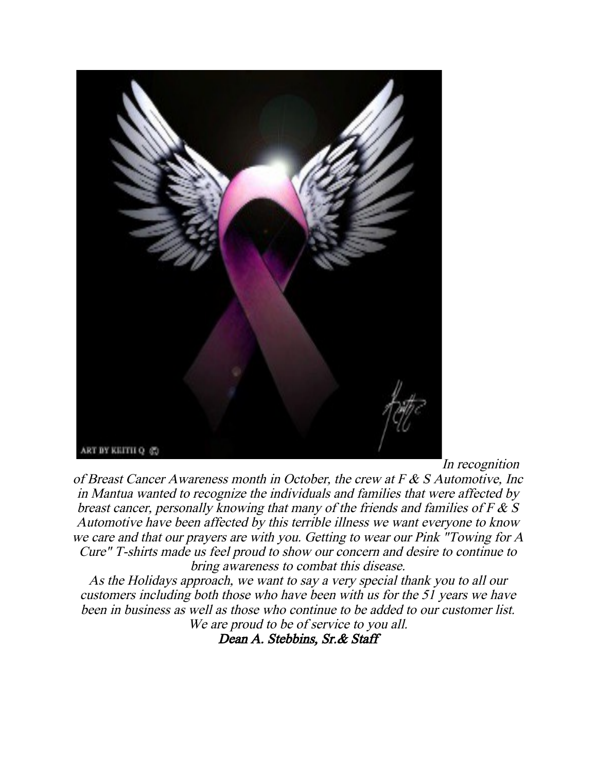*In recognition of Breast Cancer Awareness month in October, the crew at F & S Automotive, Inc in Mantua wanted to recognize the individuals and families that were affected by breast cancer, personally knowing that many of the friends and families of F & S Automotive have been affected by this terrible illness we want everyone to know we care and that our prayers are with you. Getting to wear our Pink "Towing for A Cure" T-shirts made us feel proud to show our concern and desire to continue to bring awareness to combat this disease.*

*As the Holidays approach, we want to say a very special thank you to all our customers including both those who have been with us for the 51 years we have been in business as well as those who continue to be added to our customer list. We are proud to be of service to you all.*

***Dean A. Stebbins, Sr.& Staff***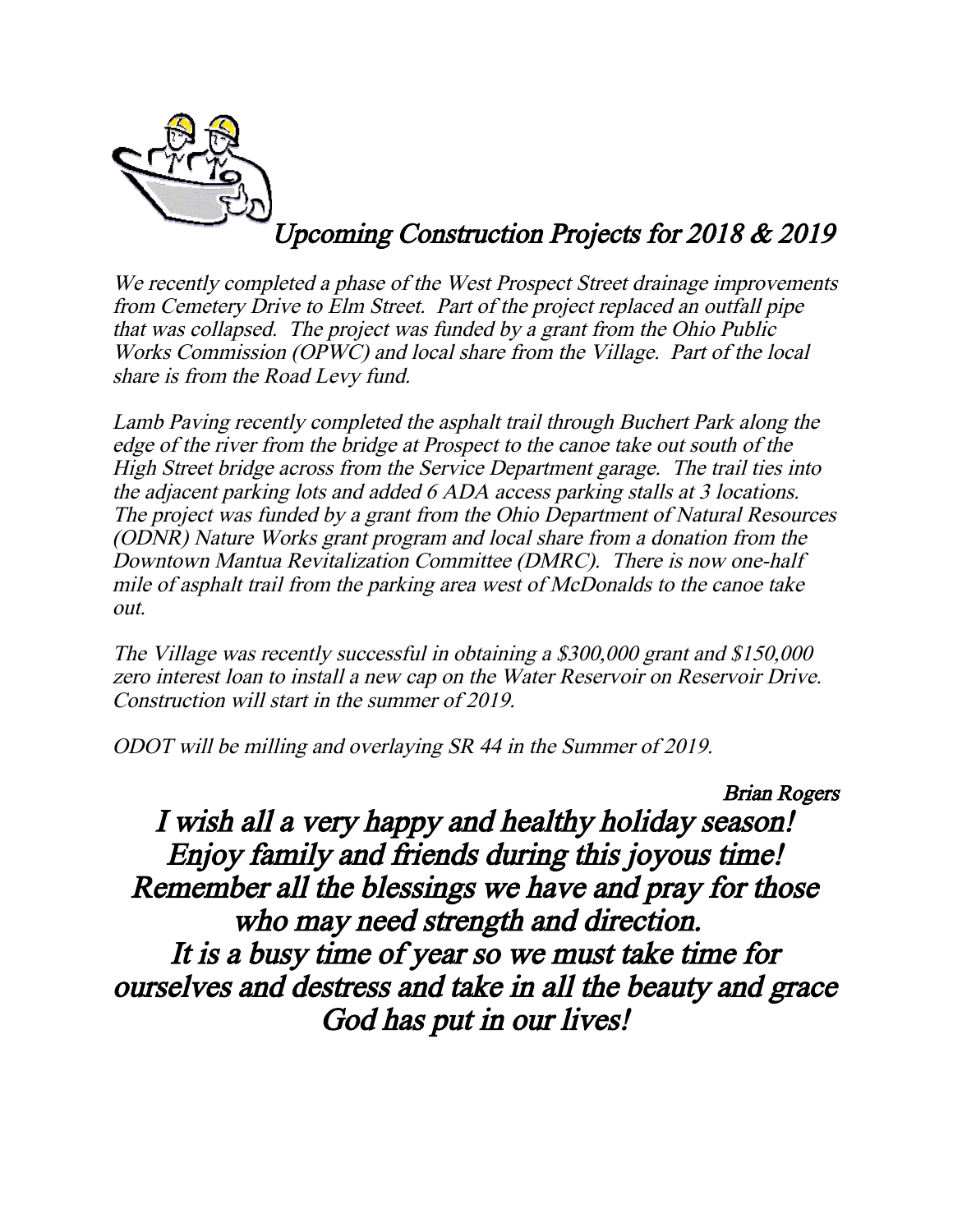## *Upcoming Construction Projects for 2018 & 2019*

*We recently completed a phase of the West Prospect Street drainage improvements from Cemetery Drive to Elm Street. Part of the project replaced an outfall pipe that was collapsed. The project was funded by a grant from the Ohio Public Works Commission (OPWC) and local share from the Village. Part of the local share is from the Road Levy fund.*

*Lamb Paving recently completed the asphalt trail through Buchert Park along the edge of the river from the bridge at Prospect to the canoe take out south of the High Street bridge across from the Service Department garage. The trail ties into the adjacent parking lots and added 6 ADA access parking stalls at 3 locations. The project was funded by a grant from the Ohio Department of Natural Resources (ODNR) Nature Works grant program and local share from a donation from the Downtown Mantua Revitalization Committee (DMRC). There is now one-half mile of asphalt trail from the parking area west of McDonalds to the canoe take out.*

*The Village was recently successful in obtaining a $300,000 grant and $150,000 zero interest loan to install a new cap on the Water Reservoir on Reservoir Drive. Construction will start in the summer of 2019.*

*ODOT will be milling and overlaying SR 44 in the Summer of 2019.*

*Brian Rogers*

## *I wish all a very happy and healthy holiday season! Enjoy family and friends during this joyous time! Remember all the blessings we have and pray for those who may need strength and direction. It is a busy time of year so we must take time for ourselves and destress and take in all the beauty and grace God has put in our lives!*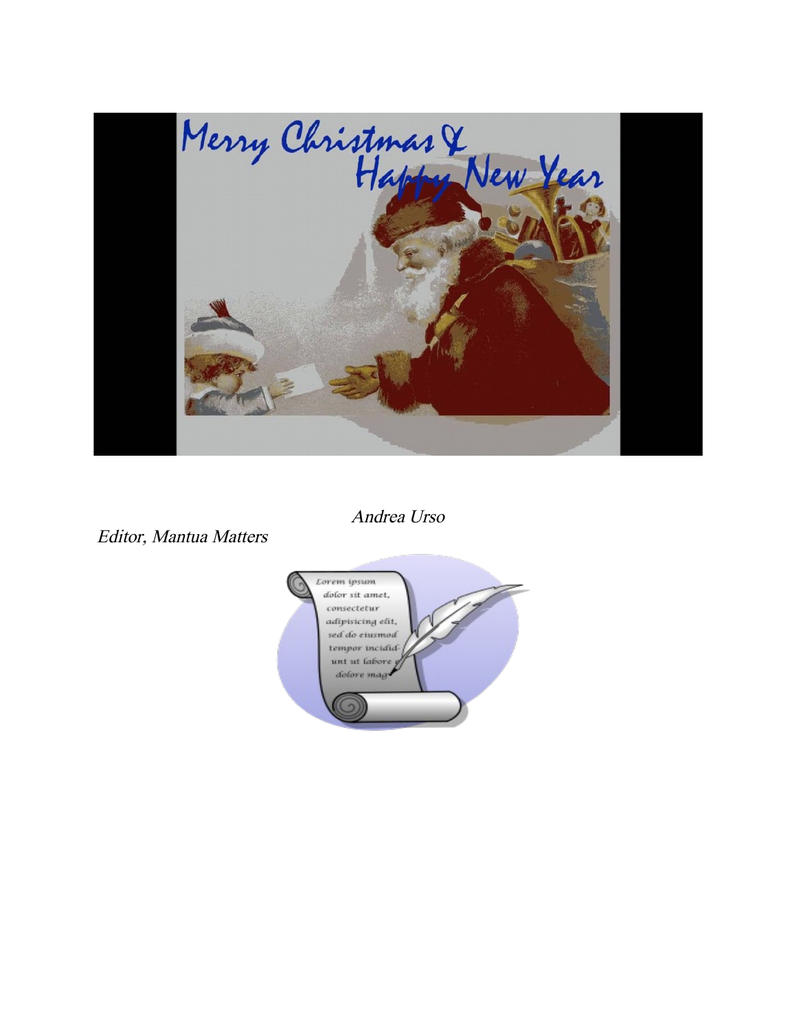*Andrea Urso*

*Editor, Mantua Matters*